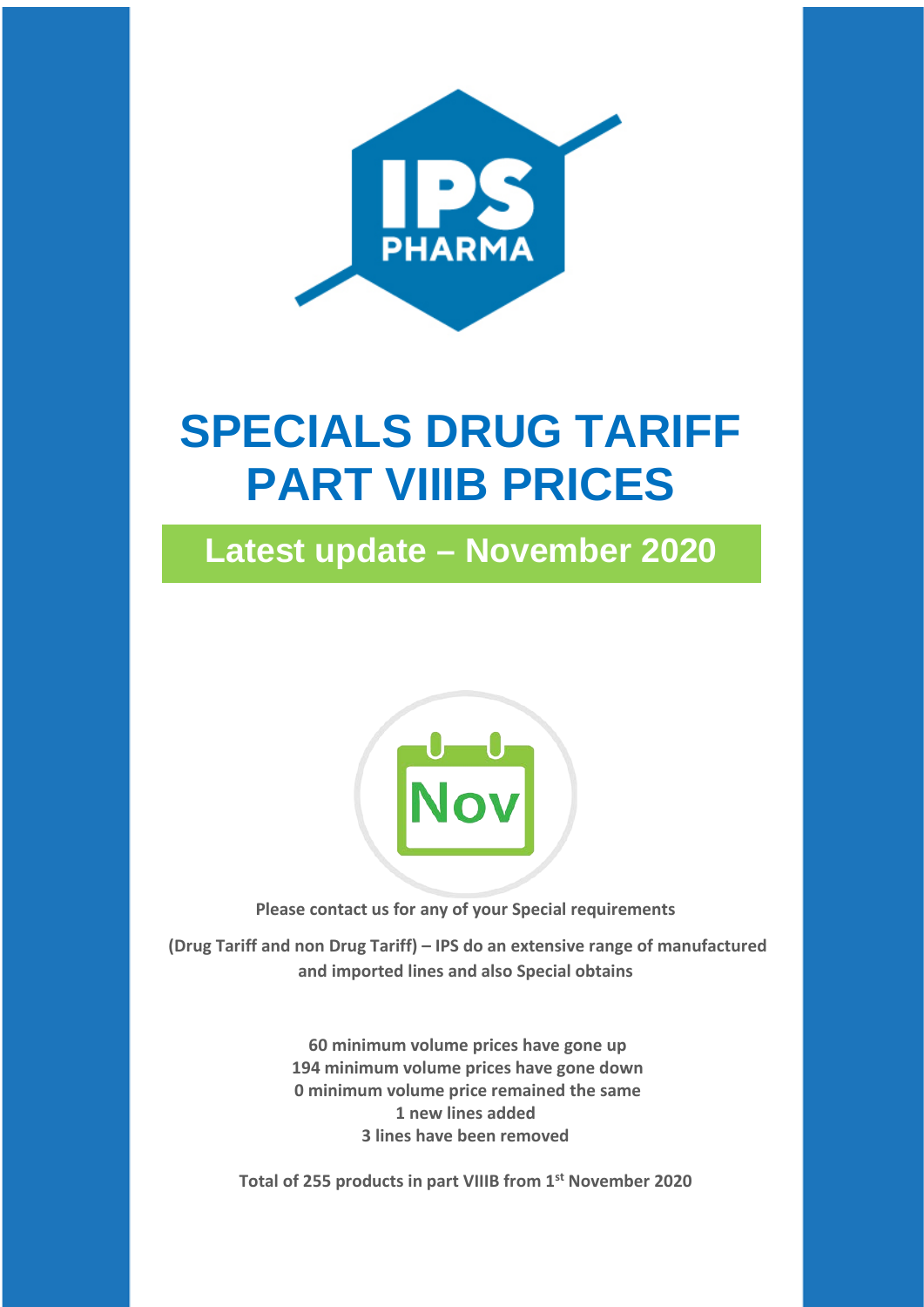# SPECIALS DRUG TARIFF PART VIIIB PRICES

## Latest update – November 2020

Nov

**Please contact us for any of your Special requirements**

**(Drug Tariff and non Drug Tariff) – IPS do an extensive range of manufactured and imported lines and also Special obtains**

**60 minimum volume prices have gone up**
**194 minimum volume prices have gone down**
**0 minimum volume price remained the same**
**1 new lines added**
**3 lines have been removed**

**Total of 255 products in part VIIIB from 1st November 2020**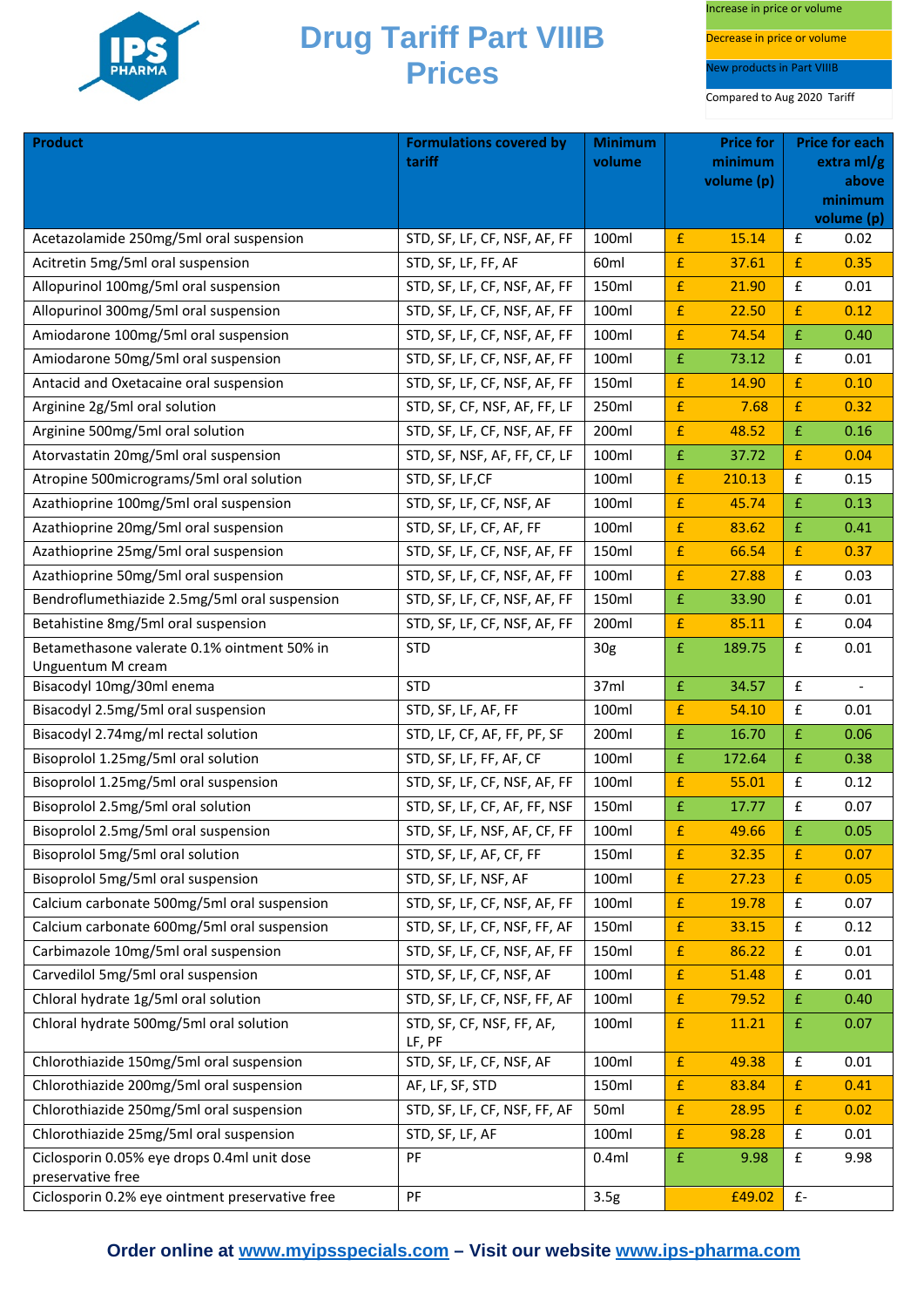# Drug Tariff Part VIIIB Prices

Increase in price or volume

Decrease in price or volume

New products in Part VIIIB

Compared to Aug 2020 Tariff

| Product | Formulations covered by tariff | Minimum volume | Price for minimum volume (p) | Price for each extra ml/g above minimum volume (p) |
|---|---|---|---|---|
| Acetazolamide 250mg/5ml oral suspension | STD, SF, LF, CF, NSF, AF, FF | 100ml | £ 15.14 | £ 0.02 |
| Acitretin 5mg/5ml oral suspension | STD, SF, LF, FF, AF | 60ml | £ 37.61 | £ 0.35 |
| Allopurinol 100mg/5ml oral suspension | STD, SF, LF, CF, NSF, AF, FF | 150ml | £ 21.90 | £ 0.01 |
| Allopurinol 300mg/5ml oral suspension | STD, SF, LF, CF, NSF, AF, FF | 100ml | £ 22.50 | £ 0.12 |
| Amiodarone 100mg/5ml oral suspension | STD, SF, LF, CF, NSF, AF, FF | 100ml | £ 74.54 | £ 0.40 |
| Amiodarone 50mg/5ml oral suspension | STD, SF, LF, CF, NSF, AF, FF | 100ml | £ 73.12 | £ 0.01 |
| Antacid and Oxetacaine oral suspension | STD, SF, LF, CF, NSF, AF, FF | 150ml | £ 14.90 | £ 0.10 |
| Arginine 2g/5ml oral solution | STD, SF, CF, NSF, AF, FF, LF | 250ml | £ 7.68 | £ 0.32 |
| Arginine 500mg/5ml oral solution | STD, SF, LF, CF, NSF, AF, FF | 200ml | £ 48.52 | £ 0.16 |
| Atorvastatin 20mg/5ml oral suspension | STD, SF, NSF, AF, FF, CF, LF | 100ml | £ 37.72 | £ 0.04 |
| Atropine 500micrograms/5ml oral solution | STD, SF, LF,CF | 100ml | £ 210.13 | £ 0.15 |
| Azathioprine 100mg/5ml oral suspension | STD, SF, LF, CF, NSF, AF | 100ml | £ 45.74 | £ 0.13 |
| Azathioprine 20mg/5ml oral suspension | STD, SF, LF, CF, AF, FF | 100ml | £ 83.62 | £ 0.41 |
| Azathioprine 25mg/5ml oral suspension | STD, SF, LF, CF, NSF, AF, FF | 150ml | £ 66.54 | £ 0.37 |
| Azathioprine 50mg/5ml oral suspension | STD, SF, LF, CF, NSF, AF, FF | 100ml | £ 27.88 | £ 0.03 |
| Bendroflumethiazide 2.5mg/5ml oral suspension | STD, SF, LF, CF, NSF, AF, FF | 150ml | £ 33.90 | £ 0.01 |
| Betahistine 8mg/5ml oral suspension | STD, SF, LF, CF, NSF, AF, FF | 200ml | £ 85.11 | £ 0.04 |
| Betamethasone valerate 0.1% ointment 50% in Unguentum M cream | STD | 30g | £ 189.75 | £ 0.01 |
| Bisacodyl 10mg/30ml enema | STD | 37ml | £ 34.57 | £ - |
| Bisacodyl 2.5mg/5ml oral suspension | STD, SF, LF, AF, FF | 100ml | £ 54.10 | £ 0.01 |
| Bisacodyl 2.74mg/ml rectal solution | STD, LF, CF, AF, FF, PF, SF | 200ml | £ 16.70 | £ 0.06 |
| Bisoprolol 1.25mg/5ml oral solution | STD, SF, LF, FF, AF, CF | 100ml | £ 172.64 | £ 0.38 |
| Bisoprolol 1.25mg/5ml oral suspension | STD, SF, LF, CF, NSF, AF, FF | 100ml | £ 55.01 | £ 0.12 |
| Bisoprolol 2.5mg/5ml oral solution | STD, SF, LF, CF, AF, FF, NSF | 150ml | £ 17.77 | £ 0.07 |
| Bisoprolol 2.5mg/5ml oral suspension | STD, SF, LF, NSF, AF, CF, FF | 100ml | £ 49.66 | £ 0.05 |
| Bisoprolol 5mg/5ml oral solution | STD, SF, LF, AF, CF, FF | 150ml | £ 32.35 | £ 0.07 |
| Bisoprolol 5mg/5ml oral suspension | STD, SF, LF, NSF, AF | 100ml | £ 27.23 | £ 0.05 |
| Calcium carbonate 500mg/5ml oral suspension | STD, SF, LF, CF, NSF, AF, FF | 100ml | £ 19.78 | £ 0.07 |
| Calcium carbonate 600mg/5ml oral suspension | STD, SF, LF, CF, NSF, FF, AF | 150ml | £ 33.15 | £ 0.12 |
| Carbimazole 10mg/5ml oral suspension | STD, SF, LF, CF, NSF, AF, FF | 150ml | £ 86.22 | £ 0.01 |
| Carvedilol 5mg/5ml oral suspension | STD, SF, LF, CF, NSF, AF | 100ml | £ 51.48 | £ 0.01 |
| Chloral hydrate 1g/5ml oral solution | STD, SF, LF, CF, NSF, FF, AF | 100ml | £ 79.52 | £ 0.40 |
| Chloral hydrate 500mg/5ml oral solution | STD, SF, CF, NSF, FF, AF, LF, PF | 100ml | £ 11.21 | £ 0.07 |
| Chlorothiazide 150mg/5ml oral suspension | STD, SF, LF, CF, NSF, AF | 100ml | £ 49.38 | £ 0.01 |
| Chlorothiazide 200mg/5ml oral suspension | AF, LF, SF, STD | 150ml | £ 83.84 | £ 0.41 |
| Chlorothiazide 250mg/5ml oral suspension | STD, SF, LF, CF, NSF, FF, AF | 50ml | £ 28.95 | £ 0.02 |
| Chlorothiazide 25mg/5ml oral suspension | STD, SF, LF, AF | 100ml | £ 98.28 | £ 0.01 |
| Ciclosporin 0.05% eye drops 0.4ml unit dose preservative free | PF | 0.4ml | £ 9.98 | £ 9.98 |
| Ciclosporin 0.2% eye ointment preservative free | PF | 3.5g | £49.02 | £- |

**Order online at [www.myipsspecials.com](http://www.myipsspecials.com) – Visit our website [www.ips-pharma.com](http://www.ips-pharma.com)**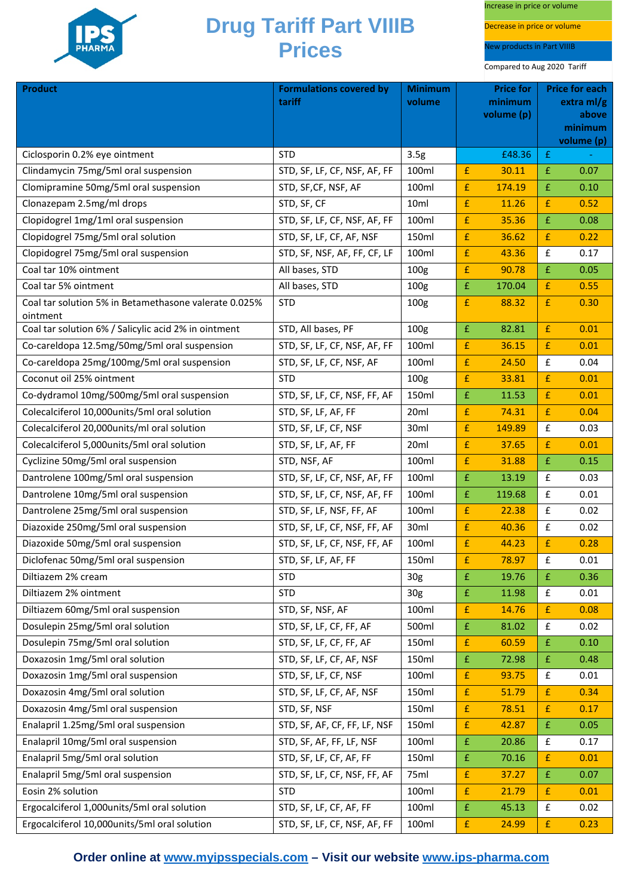# Drug Tariff Part VIIIB Prices

Increase in price or volume

Decrease in price or volume

New products in Part VIIIB

Compared to Aug 2020 Tariff

| Product | Formulations covered by tariff | Minimum volume | Price for minimum volume (p) | Price for each extra ml/g above minimum volume (p) |
|---|---|---|---|---|
| Ciclosporin 0.2% eye ointment | STD | 3.5g | £48.36 | £ - |
| Clindamycin 75mg/5ml oral suspension | STD, SF, LF, CF, NSF, AF, FF | 100ml | £ 30.11 | £ 0.07 |
| Clomipramine 50mg/5ml oral suspension | STD, SF,CF, NSF, AF | 100ml | £ 174.19 | £ 0.10 |
| Clonazepam 2.5mg/ml drops | STD, SF, CF | 10ml | £ 11.26 | £ 0.52 |
| Clopidogrel 1mg/1ml oral suspension | STD, SF, LF, CF, NSF, AF, FF | 100ml | £ 35.36 | £ 0.08 |
| Clopidogrel 75mg/5ml oral solution | STD, SF, LF, CF, AF, NSF | 150ml | £ 36.62 | £ 0.22 |
| Clopidogrel 75mg/5ml oral suspension | STD, SF, NSF, AF, FF, CF, LF | 100ml | £ 43.36 | £ 0.17 |
| Coal tar 10% ointment | All bases, STD | 100g | £ 90.78 | £ 0.05 |
| Coal tar 5% ointment | All bases, STD | 100g | £ 170.04 | £ 0.55 |
| Coal tar solution 5% in Betamethasone valerate 0.025% ointment | STD | 100g | £ 88.32 | £ 0.30 |
| Coal tar solution 6% / Salicylic acid 2% in ointment | STD, All bases, PF | 100g | £ 82.81 | £ 0.01 |
| Co-careldopa 12.5mg/50mg/5ml oral suspension | STD, SF, LF, CF, NSF, AF, FF | 100ml | £ 36.15 | £ 0.01 |
| Co-careldopa 25mg/100mg/5ml oral suspension | STD, SF, LF, CF, NSF, AF | 100ml | £ 24.50 | £ 0.04 |
| Coconut oil 25% ointment | STD | 100g | £ 33.81 | £ 0.01 |
| Co-dydramol 10mg/500mg/5ml oral suspension | STD, SF, LF, CF, NSF, FF, AF | 150ml | £ 11.53 | £ 0.01 |
| Colecalciferol 10,000units/5ml oral solution | STD, SF, LF, AF, FF | 20ml | £ 74.31 | £ 0.04 |
| Colecalciferol 20,000units/ml oral solution | STD, SF, LF, CF, NSF | 30ml | £ 149.89 | £ 0.03 |
| Colecalciferol 5,000units/5ml oral solution | STD, SF, LF, AF, FF | 20ml | £ 37.65 | £ 0.01 |
| Cyclizine 50mg/5ml oral suspension | STD, NSF, AF | 100ml | £ 31.88 | £ 0.15 |
| Dantrolene 100mg/5ml oral suspension | STD, SF, LF, CF, NSF, AF, FF | 100ml | £ 13.19 | £ 0.03 |
| Dantrolene 10mg/5ml oral suspension | STD, SF, LF, CF, NSF, AF, FF | 100ml | £ 119.68 | £ 0.01 |
| Dantrolene 25mg/5ml oral suspension | STD, SF, LF, NSF, FF, AF | 100ml | £ 22.38 | £ 0.02 |
| Diazoxide 250mg/5ml oral suspension | STD, SF, LF, CF, NSF, FF, AF | 30ml | £ 40.36 | £ 0.02 |
| Diazoxide 50mg/5ml oral suspension | STD, SF, LF, CF, NSF, FF, AF | 100ml | £ 44.23 | £ 0.28 |
| Diclofenac 50mg/5ml oral suspension | STD, SF, LF, AF, FF | 150ml | £ 78.97 | £ 0.01 |
| Diltiazem 2% cream | STD | 30g | £ 19.76 | £ 0.36 |
| Diltiazem 2% ointment | STD | 30g | £ 11.98 | £ 0.01 |
| Diltiazem 60mg/5ml oral suspension | STD, SF, NSF, AF | 100ml | £ 14.76 | £ 0.08 |
| Dosulepin 25mg/5ml oral solution | STD, SF, LF, CF, FF, AF | 500ml | £ 81.02 | £ 0.02 |
| Dosulepin 75mg/5ml oral solution | STD, SF, LF, CF, FF, AF | 150ml | £ 60.59 | £ 0.10 |
| Doxazosin 1mg/5ml oral solution | STD, SF, LF, CF, AF, NSF | 150ml | £ 72.98 | £ 0.48 |
| Doxazosin 1mg/5ml oral suspension | STD, SF, LF, CF, NSF | 100ml | £ 93.75 | £ 0.01 |
| Doxazosin 4mg/5ml oral solution | STD, SF, LF, CF, AF, NSF | 150ml | £ 51.79 | £ 0.34 |
| Doxazosin 4mg/5ml oral suspension | STD, SF, NSF | 150ml | £ 78.51 | £ 0.17 |
| Enalapril 1.25mg/5ml oral suspension | STD, SF, AF, CF, FF, LF, NSF | 150ml | £ 42.87 | £ 0.05 |
| Enalapril 10mg/5ml oral suspension | STD, SF, AF, FF, LF, NSF | 100ml | £ 20.86 | £ 0.17 |
| Enalapril 5mg/5ml oral solution | STD, SF, LF, CF, AF, FF | 150ml | £ 70.16 | £ 0.01 |
| Enalapril 5mg/5ml oral suspension | STD, SF, LF, CF, NSF, FF, AF | 75ml | £ 37.27 | £ 0.07 |
| Eosin 2% solution | STD | 100ml | £ 21.79 | £ 0.01 |
| Ergocalciferol 1,000units/5ml oral solution | STD, SF, LF, CF, AF, FF | 100ml | £ 45.13 | £ 0.02 |
| Ergocalciferol 10,000units/5ml oral solution | STD, SF, LF, CF, NSF, AF, FF | 100ml | £ 24.99 | £ 0.23 |

**Order online at www.myipsspecials.com – Visit our website www.ips-pharma.com**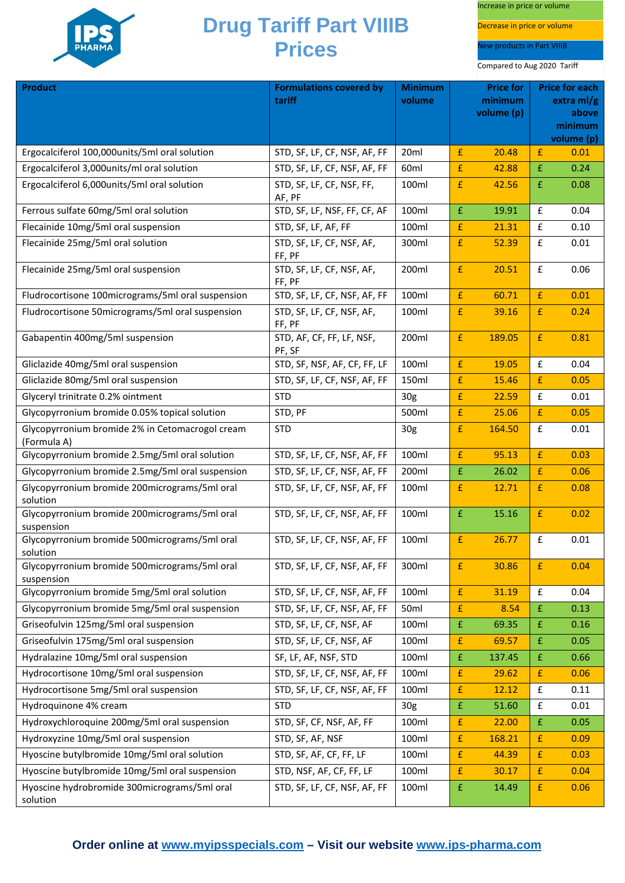# Drug Tariff Part VIIIB Prices

Increase in price or volume

Decrease in price or volume

New products in Part VIIIB

Compared to Aug 2020 Tariff

| Product | Formulations covered by tariff | Minimum volume | Price for minimum volume (p) | Price for each extra ml/g above minimum volume (p) |
|---|---|---|---|---|
| Ergocalciferol 100,000units/5ml oral solution | STD, SF, LF, CF, NSF, AF, FF | 20ml | £ 20.48 | £ 0.01 |
| Ergocalciferol 3,000units/ml oral solution | STD, SF, LF, CF, NSF, AF, FF | 60ml | £ 42.88 | £ 0.24 |
| Ergocalciferol 6,000units/5ml oral solution | STD, SF, LF, CF, NSF, FF, AF, PF | 100ml | £ 42.56 | £ 0.08 |
| Ferrous sulfate 60mg/5ml oral solution | STD, SF, LF, NSF, FF, CF, AF | 100ml | £ 19.91 | £ 0.04 |
| Flecainide 10mg/5ml oral suspension | STD, SF, LF, AF, FF | 100ml | £ 21.31 | £ 0.10 |
| Flecainide 25mg/5ml oral solution | STD, SF, LF, CF, NSF, AF, FF, PF | 300ml | £ 52.39 | £ 0.01 |
| Flecainide 25mg/5ml oral suspension | STD, SF, LF, CF, NSF, AF, FF, PF | 200ml | £ 20.51 | £ 0.06 |
| Fludrocortisone 100micrograms/5ml oral suspension | STD, SF, LF, CF, NSF, AF, FF | 100ml | £ 60.71 | £ 0.01 |
| Fludrocortisone 50micrograms/5ml oral suspension | STD, SF, LF, CF, NSF, AF, FF, PF | 100ml | £ 39.16 | £ 0.24 |
| Gabapentin 400mg/5ml suspension | STD, AF, CF, FF, LF, NSF, PF, SF | 200ml | £ 189.05 | £ 0.81 |
| Gliclazide 40mg/5ml oral suspension | STD, SF, NSF, AF, CF, FF, LF | 100ml | £ 19.05 | £ 0.04 |
| Gliclazide 80mg/5ml oral suspension | STD, SF, LF, CF, NSF, AF, FF | 150ml | £ 15.46 | £ 0.05 |
| Glyceryl trinitrate 0.2% ointment | STD | 30g | £ 22.59 | £ 0.01 |
| Glycopyrronium bromide 0.05% topical solution | STD, PF | 500ml | £ 25.06 | £ 0.05 |
| Glycopyrronium bromide 2% in Cetomacrogol cream (Formula A) | STD | 30g | £ 164.50 | £ 0.01 |
| Glycopyrronium bromide 2.5mg/5ml oral solution | STD, SF, LF, CF, NSF, AF, FF | 100ml | £ 95.13 | £ 0.03 |
| Glycopyrronium bromide 2.5mg/5ml oral suspension | STD, SF, LF, CF, NSF, AF, FF | 200ml | £ 26.02 | £ 0.06 |
| Glycopyrronium bromide 200micrograms/5ml oral solution | STD, SF, LF, CF, NSF, AF, FF | 100ml | £ 12.71 | £ 0.08 |
| Glycopyrronium bromide 200micrograms/5ml oral suspension | STD, SF, LF, CF, NSF, AF, FF | 100ml | £ 15.16 | £ 0.02 |
| Glycopyrronium bromide 500micrograms/5ml oral solution | STD, SF, LF, CF, NSF, AF, FF | 100ml | £ 26.77 | £ 0.01 |
| Glycopyrronium bromide 500micrograms/5ml oral suspension | STD, SF, LF, CF, NSF, AF, FF | 300ml | £ 30.86 | £ 0.04 |
| Glycopyrronium bromide 5mg/5ml oral solution | STD, SF, LF, CF, NSF, AF, FF | 100ml | £ 31.19 | £ 0.04 |
| Glycopyrronium bromide 5mg/5ml oral suspension | STD, SF, LF, CF, NSF, AF, FF | 50ml | £ 8.54 | £ 0.13 |
| Griseofulvin 125mg/5ml oral suspension | STD, SF, LF, CF, NSF, AF | 100ml | £ 69.35 | £ 0.16 |
| Griseofulvin 175mg/5ml oral suspension | STD, SF, LF, CF, NSF, AF | 100ml | £ 69.57 | £ 0.05 |
| Hydralazine 10mg/5ml oral suspension | SF, LF, AF, NSF, STD | 100ml | £ 137.45 | £ 0.66 |
| Hydrocortisone 10mg/5ml oral suspension | STD, SF, LF, CF, NSF, AF, FF | 100ml | £ 29.62 | £ 0.06 |
| Hydrocortisone 5mg/5ml oral suspension | STD, SF, LF, CF, NSF, AF, FF | 100ml | £ 12.12 | £ 0.11 |
| Hydroquinone 4% cream | STD | 30g | £ 51.60 | £ 0.01 |
| Hydroxychloroquine 200mg/5ml oral suspension | STD, SF, CF, NSF, AF, FF | 100ml | £ 22.00 | £ 0.05 |
| Hydroxyzine 10mg/5ml oral suspension | STD, SF, AF, NSF | 100ml | £ 168.21 | £ 0.09 |
| Hyoscine butylbromide 10mg/5ml oral solution | STD, SF, AF, CF, FF, LF | 100ml | £ 44.39 | £ 0.03 |
| Hyoscine butylbromide 10mg/5ml oral suspension | STD, NSF, AF, CF, FF, LF | 100ml | £ 30.17 | £ 0.04 |
| Hyoscine hydrobromide 300micrograms/5ml oral solution | STD, SF, LF, CF, NSF, AF, FF | 100ml | £ 14.49 | £ 0.06 |

**Order online at [www.myipsspecials.com](http://www.myipsspecials.com) – Visit our website [www.ips-pharma.com](http://www.ips-pharma.com)**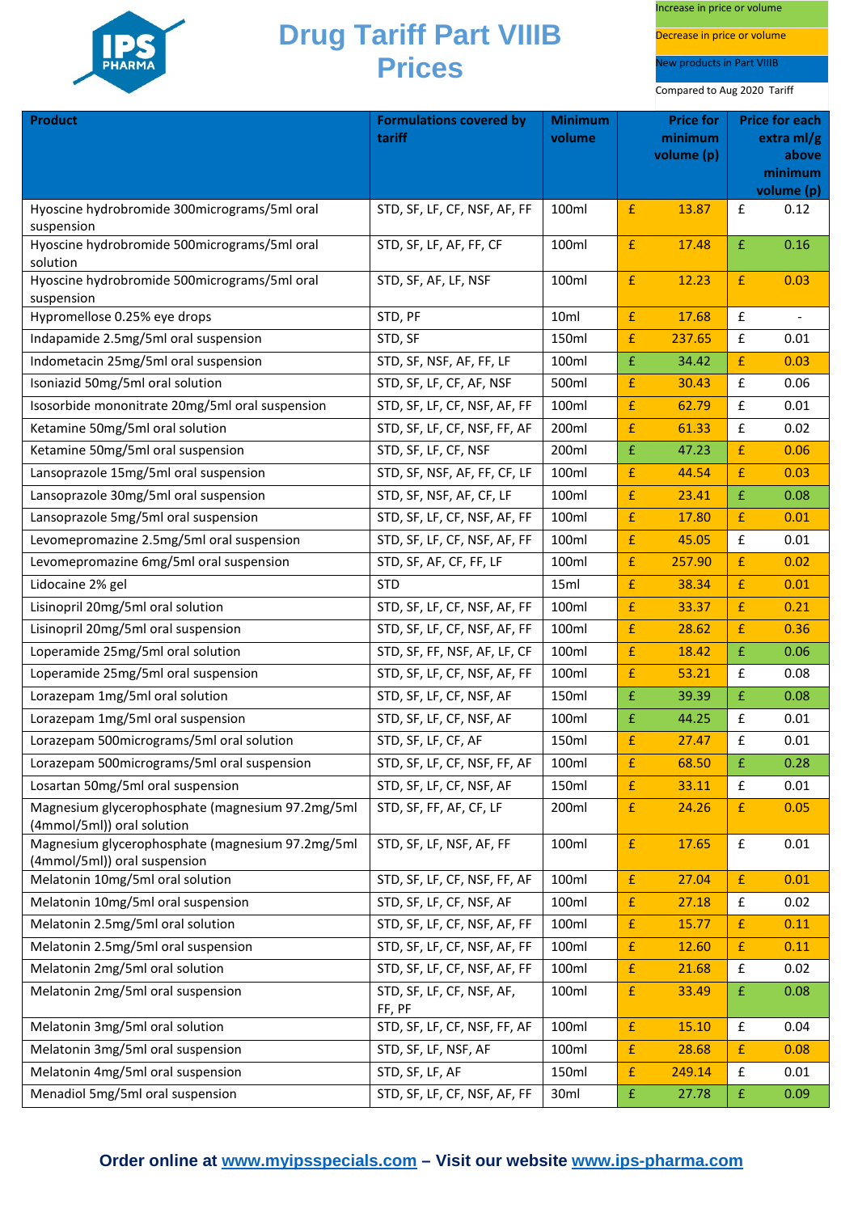# Drug Tariff Part VIIIB Prices

Increase in price or volume

Decrease in price or volume

New products in Part VIIIB

Compared to Aug 2020 Tariff

| Product | Formulations covered by tariff | Minimum volume | Price for minimum volume (p) | Price for each extra ml/g above minimum volume (p) |
|---|---|---|---|---|
| Hyoscine hydrobromide 300micrograms/5ml oral suspension | STD, SF, LF, CF, NSF, AF, FF | 100ml | £ 13.87 | £ 0.12 |
| Hyoscine hydrobromide 500micrograms/5ml oral solution | STD, SF, LF, AF, FF, CF | 100ml | £ 17.48 | £ 0.16 |
| Hyoscine hydrobromide 500micrograms/5ml oral suspension | STD, SF, AF, LF, NSF | 100ml | £ 12.23 | £ 0.03 |
| Hypromellose 0.25% eye drops | STD, PF | 10ml | £ 17.68 | £ - |
| Indapamide 2.5mg/5ml oral suspension | STD, SF | 150ml | £ 237.65 | £ 0.01 |
| Indometacin 25mg/5ml oral suspension | STD, SF, NSF, AF, FF, LF | 100ml | £ 34.42 | £ 0.03 |
| Isoniazid 50mg/5ml oral solution | STD, SF, LF, CF, AF, NSF | 500ml | £ 30.43 | £ 0.06 |
| Isosorbide mononitrate 20mg/5ml oral suspension | STD, SF, LF, CF, NSF, AF, FF | 100ml | £ 62.79 | £ 0.01 |
| Ketamine 50mg/5ml oral solution | STD, SF, LF, CF, NSF, FF, AF | 200ml | £ 61.33 | £ 0.02 |
| Ketamine 50mg/5ml oral suspension | STD, SF, LF, CF, NSF | 200ml | £ 47.23 | £ 0.06 |
| Lansoprazole 15mg/5ml oral suspension | STD, SF, NSF, AF, FF, CF, LF | 100ml | £ 44.54 | £ 0.03 |
| Lansoprazole 30mg/5ml oral suspension | STD, SF, NSF, AF, CF, LF | 100ml | £ 23.41 | £ 0.08 |
| Lansoprazole 5mg/5ml oral suspension | STD, SF, LF, CF, NSF, AF, FF | 100ml | £ 17.80 | £ 0.01 |
| Levomepromazine 2.5mg/5ml oral suspension | STD, SF, LF, CF, NSF, AF, FF | 100ml | £ 45.05 | £ 0.01 |
| Levomepromazine 6mg/5ml oral suspension | STD, SF, AF, CF, FF, LF | 100ml | £ 257.90 | £ 0.02 |
| Lidocaine 2% gel | STD | 15ml | £ 38.34 | £ 0.01 |
| Lisinopril 20mg/5ml oral solution | STD, SF, LF, CF, NSF, AF, FF | 100ml | £ 33.37 | £ 0.21 |
| Lisinopril 20mg/5ml oral suspension | STD, SF, LF, CF, NSF, AF, FF | 100ml | £ 28.62 | £ 0.36 |
| Loperamide 25mg/5ml oral solution | STD, SF, FF, NSF, AF, LF, CF | 100ml | £ 18.42 | £ 0.06 |
| Loperamide 25mg/5ml oral suspension | STD, SF, LF, CF, NSF, AF, FF | 100ml | £ 53.21 | £ 0.08 |
| Lorazepam 1mg/5ml oral solution | STD, SF, LF, CF, NSF, AF | 150ml | £ 39.39 | £ 0.08 |
| Lorazepam 1mg/5ml oral suspension | STD, SF, LF, CF, NSF, AF | 100ml | £ 44.25 | £ 0.01 |
| Lorazepam 500micrograms/5ml oral solution | STD, SF, LF, CF, AF | 150ml | £ 27.47 | £ 0.01 |
| Lorazepam 500micrograms/5ml oral suspension | STD, SF, LF, CF, NSF, FF, AF | 100ml | £ 68.50 | £ 0.28 |
| Losartan 50mg/5ml oral suspension | STD, SF, LF, CF, NSF, AF | 150ml | £ 33.11 | £ 0.01 |
| Magnesium glycerophosphate (magnesium 97.2mg/5ml (4mmol/5ml)) oral solution | STD, SF, FF, AF, CF, LF | 200ml | £ 24.26 | £ 0.05 |
| Magnesium glycerophosphate (magnesium 97.2mg/5ml (4mmol/5ml)) oral suspension | STD, SF, LF, NSF, AF, FF | 100ml | £ 17.65 | £ 0.01 |
| Melatonin 10mg/5ml oral solution | STD, SF, LF, CF, NSF, FF, AF | 100ml | £ 27.04 | £ 0.01 |
| Melatonin 10mg/5ml oral suspension | STD, SF, LF, CF, NSF, AF | 100ml | £ 27.18 | £ 0.02 |
| Melatonin 2.5mg/5ml oral solution | STD, SF, LF, CF, NSF, AF, FF | 100ml | £ 15.77 | £ 0.11 |
| Melatonin 2.5mg/5ml oral suspension | STD, SF, LF, CF, NSF, AF, FF | 100ml | £ 12.60 | £ 0.11 |
| Melatonin 2mg/5ml oral solution | STD, SF, LF, CF, NSF, AF, FF | 100ml | £ 21.68 | £ 0.02 |
| Melatonin 2mg/5ml oral suspension | STD, SF, LF, CF, NSF, AF, FF, PF | 100ml | £ 33.49 | £ 0.08 |
| Melatonin 3mg/5ml oral solution | STD, SF, LF, CF, NSF, FF, AF | 100ml | £ 15.10 | £ 0.04 |
| Melatonin 3mg/5ml oral suspension | STD, SF, LF, NSF, AF | 100ml | £ 28.68 | £ 0.08 |
| Melatonin 4mg/5ml oral suspension | STD, SF, LF, AF | 150ml | £ 249.14 | £ 0.01 |
| Menadiol 5mg/5ml oral suspension | STD, SF, LF, CF, NSF, AF, FF | 30ml | £ 27.78 | £ 0.09 |

**Order online at www.myipsspecials.com – Visit our website www.ips-pharma.com**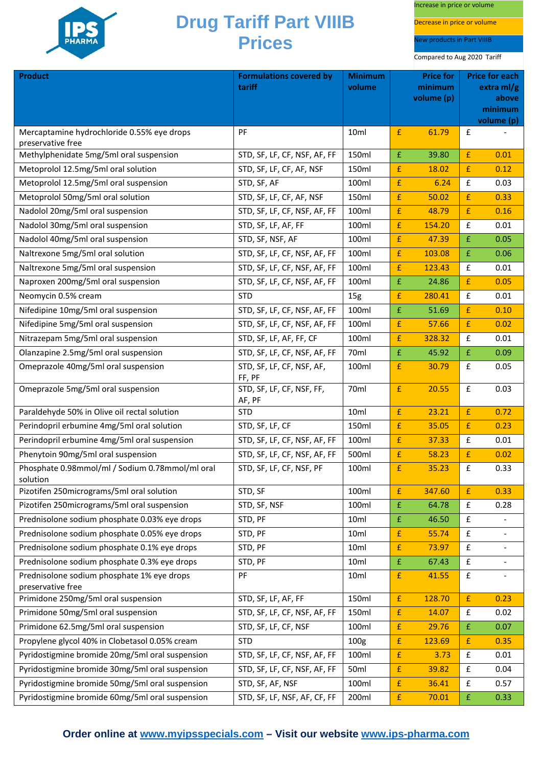# Drug Tariff Part VIIIB Prices

Increase in price or volume

Decrease in price or volume

New products in Part VIIIB

Compared to Aug 2020 Tariff

| Product | Formulations covered by tariff | Minimum volume | Price for minimum volume (p) | Price for each extra ml/g above minimum volume (p) |
|---|---|---|---|---|
| Mercaptamine hydrochloride 0.55% eye drops preservative free | PF | 10ml | £ 61.79 | £ - |
| Methylphenidate 5mg/5ml oral suspension | STD, SF, LF, CF, NSF, AF, FF | 150ml | £ 39.80 | £ 0.01 |
| Metoprolol 12.5mg/5ml oral solution | STD, SF, LF, CF, AF, NSF | 150ml | £ 18.02 | £ 0.12 |
| Metoprolol 12.5mg/5ml oral suspension | STD, SF, AF | 100ml | £ 6.24 | £ 0.03 |
| Metoprolol 50mg/5ml oral solution | STD, SF, LF, CF, AF, NSF | 150ml | £ 50.02 | £ 0.33 |
| Nadolol 20mg/5ml oral suspension | STD, SF, LF, CF, NSF, AF, FF | 100ml | £ 48.79 | £ 0.16 |
| Nadolol 30mg/5ml oral suspension | STD, SF, LF, AF, FF | 100ml | £ 154.20 | £ 0.01 |
| Nadolol 40mg/5ml oral suspension | STD, SF, NSF, AF | 100ml | £ 47.39 | £ 0.05 |
| Naltrexone 5mg/5ml oral solution | STD, SF, LF, CF, NSF, AF, FF | 100ml | £ 103.08 | £ 0.06 |
| Naltrexone 5mg/5ml oral suspension | STD, SF, LF, CF, NSF, AF, FF | 100ml | £ 123.43 | £ 0.01 |
| Naproxen 200mg/5ml oral suspension | STD, SF, LF, CF, NSF, AF, FF | 100ml | £ 24.86 | £ 0.05 |
| Neomycin 0.5% cream | STD | 15g | £ 280.41 | £ 0.01 |
| Nifedipine 10mg/5ml oral suspension | STD, SF, LF, CF, NSF, AF, FF | 100ml | £ 51.69 | £ 0.10 |
| Nifedipine 5mg/5ml oral suspension | STD, SF, LF, CF, NSF, AF, FF | 100ml | £ 57.66 | £ 0.02 |
| Nitrazepam 5mg/5ml oral suspension | STD, SF, LF, AF, FF, CF | 100ml | £ 328.32 | £ 0.01 |
| Olanzapine 2.5mg/5ml oral suspension | STD, SF, LF, CF, NSF, AF, FF | 70ml | £ 45.92 | £ 0.09 |
| Omeprazole 40mg/5ml oral suspension | STD, SF, LF, CF, NSF, AF, FF, PF | 100ml | £ 30.79 | £ 0.05 |
| Omeprazole 5mg/5ml oral suspension | STD, SF, LF, CF, NSF, FF, AF, PF | 70ml | £ 20.55 | £ 0.03 |
| Paraldehyde 50% in Olive oil rectal solution | STD | 10ml | £ 23.21 | £ 0.72 |
| Perindopril erbumine 4mg/5ml oral solution | STD, SF, LF, CF | 150ml | £ 35.05 | £ 0.23 |
| Perindopril erbumine 4mg/5ml oral suspension | STD, SF, LF, CF, NSF, AF, FF | 100ml | £ 37.33 | £ 0.01 |
| Phenytoin 90mg/5ml oral suspension | STD, SF, LF, CF, NSF, AF, FF | 500ml | £ 58.23 | £ 0.02 |
| Phosphate 0.98mmol/ml / Sodium 0.78mmol/ml oral solution | STD, SF, LF, CF, NSF, PF | 100ml | £ 35.23 | £ 0.33 |
| Pizotifen 250micrograms/5ml oral solution | STD, SF | 100ml | £ 347.60 | £ 0.33 |
| Pizotifen 250micrograms/5ml oral suspension | STD, SF, NSF | 100ml | £ 64.78 | £ 0.28 |
| Prednisolone sodium phosphate 0.03% eye drops | STD, PF | 10ml | £ 46.50 | £ - |
| Prednisolone sodium phosphate 0.05% eye drops | STD, PF | 10ml | £ 55.74 | £ - |
| Prednisolone sodium phosphate 0.1% eye drops | STD, PF | 10ml | £ 73.97 | £ - |
| Prednisolone sodium phosphate 0.3% eye drops | STD, PF | 10ml | £ 67.43 | £ - |
| Prednisolone sodium phosphate 1% eye drops preservative free | PF | 10ml | £ 41.55 | £ - |
| Primidone 250mg/5ml oral suspension | STD, SF, LF, AF, FF | 150ml | £ 128.70 | £ 0.23 |
| Primidone 50mg/5ml oral suspension | STD, SF, LF, CF, NSF, AF, FF | 150ml | £ 14.07 | £ 0.02 |
| Primidone 62.5mg/5ml oral suspension | STD, SF, LF, CF, NSF | 100ml | £ 29.76 | £ 0.07 |
| Propylene glycol 40% in Clobetasol 0.05% cream | STD | 100g | £ 123.69 | £ 0.35 |
| Pyridostigmine bromide 20mg/5ml oral suspension | STD, SF, LF, CF, NSF, AF, FF | 100ml | £ 3.73 | £ 0.01 |
| Pyridostigmine bromide 30mg/5ml oral suspension | STD, SF, LF, CF, NSF, AF, FF | 50ml | £ 39.82 | £ 0.04 |
| Pyridostigmine bromide 50mg/5ml oral suspension | STD, SF, AF, NSF | 100ml | £ 36.41 | £ 0.57 |
| Pyridostigmine bromide 60mg/5ml oral suspension | STD, SF, LF, NSF, AF, CF, FF | 200ml | £ 70.01 | £ 0.33 |

**Order online at [www.myipsspecials.com](http://www.myipsspecials.com) – Visit our website [www.ips-pharma.com](http://www.ips-pharma.com)**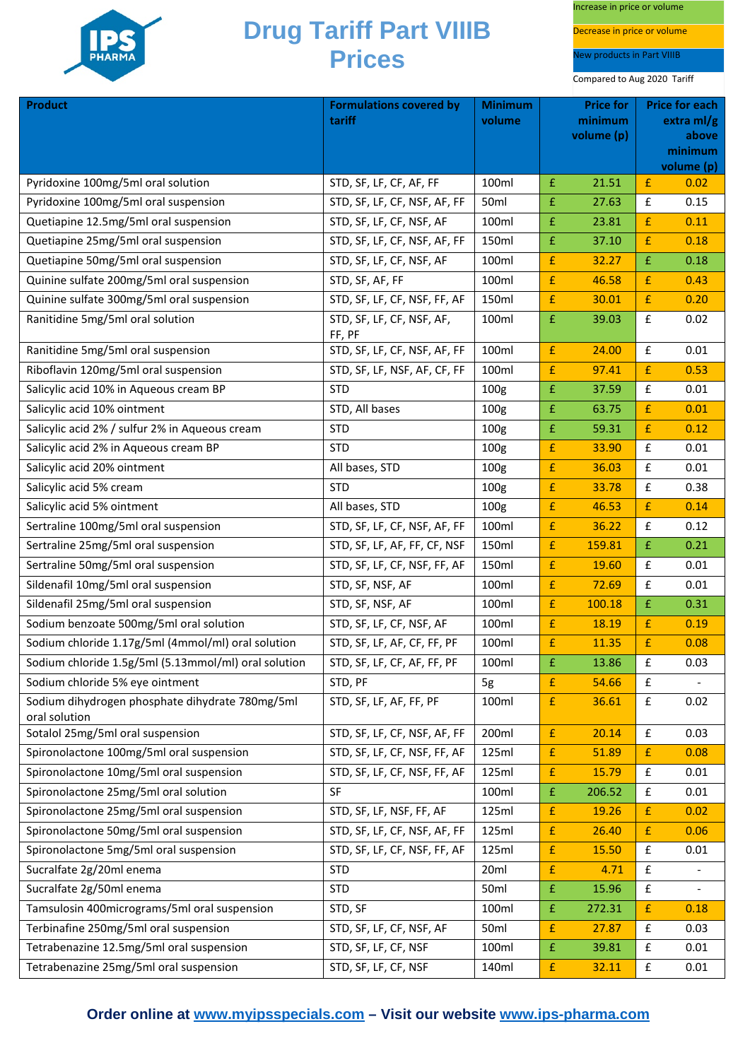# Drug Tariff Part VIIIB Prices

Increase in price or volume

Decrease in price or volume

New products in Part VIIIB

Compared to Aug 2020 Tariff

| Product | Formulations covered by tariff | Minimum volume | Price for minimum volume (p) | Price for each extra ml/g above minimum volume (p) |
|---|---|---|---|---|
| Pyridoxine 100mg/5ml oral solution | STD, SF, LF, CF, AF, FF | 100ml | £ 21.51 | £ 0.02 |
| Pyridoxine 100mg/5ml oral suspension | STD, SF, LF, CF, NSF, AF, FF | 50ml | £ 27.63 | £ 0.15 |
| Quetiapine 12.5mg/5ml oral suspension | STD, SF, LF, CF, NSF, AF | 100ml | £ 23.81 | £ 0.11 |
| Quetiapine 25mg/5ml oral suspension | STD, SF, LF, CF, NSF, AF, FF | 150ml | £ 37.10 | £ 0.18 |
| Quetiapine 50mg/5ml oral suspension | STD, SF, LF, CF, NSF, AF | 100ml | £ 32.27 | £ 0.18 |
| Quinine sulfate 200mg/5ml oral suspension | STD, SF, AF, FF | 100ml | £ 46.58 | £ 0.43 |
| Quinine sulfate 300mg/5ml oral suspension | STD, SF, LF, CF, NSF, FF, AF | 150ml | £ 30.01 | £ 0.20 |
| Ranitidine 5mg/5ml oral solution | STD, SF, LF, CF, NSF, AF, FF, PF | 100ml | £ 39.03 | £ 0.02 |
| Ranitidine 5mg/5ml oral suspension | STD, SF, LF, CF, NSF, AF, FF | 100ml | £ 24.00 | £ 0.01 |
| Riboflavin 120mg/5ml oral suspension | STD, SF, LF, NSF, AF, CF, FF | 100ml | £ 97.41 | £ 0.53 |
| Salicylic acid 10% in Aqueous cream BP | STD | 100g | £ 37.59 | £ 0.01 |
| Salicylic acid 10% ointment | STD, All bases | 100g | £ 63.75 | £ 0.01 |
| Salicylic acid 2% / sulfur 2% in Aqueous cream | STD | 100g | £ 59.31 | £ 0.12 |
| Salicylic acid 2% in Aqueous cream BP | STD | 100g | £ 33.90 | £ 0.01 |
| Salicylic acid 20% ointment | All bases, STD | 100g | £ 36.03 | £ 0.01 |
| Salicylic acid 5% cream | STD | 100g | £ 33.78 | £ 0.38 |
| Salicylic acid 5% ointment | All bases, STD | 100g | £ 46.53 | £ 0.14 |
| Sertraline 100mg/5ml oral suspension | STD, SF, LF, CF, NSF, AF, FF | 100ml | £ 36.22 | £ 0.12 |
| Sertraline 25mg/5ml oral suspension | STD, SF, LF, AF, FF, CF, NSF | 150ml | £ 159.81 | £ 0.21 |
| Sertraline 50mg/5ml oral suspension | STD, SF, LF, CF, NSF, FF, AF | 150ml | £ 19.60 | £ 0.01 |
| Sildenafil 10mg/5ml oral suspension | STD, SF, NSF, AF | 100ml | £ 72.69 | £ 0.01 |
| Sildenafil 25mg/5ml oral suspension | STD, SF, NSF, AF | 100ml | £ 100.18 | £ 0.31 |
| Sodium benzoate 500mg/5ml oral solution | STD, SF, LF, CF, NSF, AF | 100ml | £ 18.19 | £ 0.19 |
| Sodium chloride 1.17g/5ml (4mmol/ml) oral solution | STD, SF, LF, AF, CF, FF, PF | 100ml | £ 11.35 | £ 0.08 |
| Sodium chloride 1.5g/5ml (5.13mmol/ml) oral solution | STD, SF, LF, CF, AF, FF, PF | 100ml | £ 13.86 | £ 0.03 |
| Sodium chloride 5% eye ointment | STD, PF | 5g | £ 54.66 | £ - |
| Sodium dihydrogen phosphate dihydrate 780mg/5ml oral solution | STD, SF, LF, AF, FF, PF | 100ml | £ 36.61 | £ 0.02 |
| Sotalol 25mg/5ml oral suspension | STD, SF, LF, CF, NSF, AF, FF | 200ml | £ 20.14 | £ 0.03 |
| Spironolactone 100mg/5ml oral suspension | STD, SF, LF, CF, NSF, FF, AF | 125ml | £ 51.89 | £ 0.08 |
| Spironolactone 10mg/5ml oral suspension | STD, SF, LF, CF, NSF, FF, AF | 125ml | £ 15.79 | £ 0.01 |
| Spironolactone 25mg/5ml oral solution | SF | 100ml | £ 206.52 | £ 0.01 |
| Spironolactone 25mg/5ml oral suspension | STD, SF, LF, NSF, FF, AF | 125ml | £ 19.26 | £ 0.02 |
| Spironolactone 50mg/5ml oral suspension | STD, SF, LF, CF, NSF, AF, FF | 125ml | £ 26.40 | £ 0.06 |
| Spironolactone 5mg/5ml oral suspension | STD, SF, LF, CF, NSF, FF, AF | 125ml | £ 15.50 | £ 0.01 |
| Sucralfate 2g/20ml enema | STD | 20ml | £ 4.71 | £ - |
| Sucralfate 2g/50ml enema | STD | 50ml | £ 15.96 | £ - |
| Tamsulosin 400micrograms/5ml oral suspension | STD, SF | 100ml | £ 272.31 | £ 0.18 |
| Terbinafine 250mg/5ml oral suspension | STD, SF, LF, CF, NSF, AF | 50ml | £ 27.87 | £ 0.03 |
| Tetrabenazine 12.5mg/5ml oral suspension | STD, SF, LF, CF, NSF | 100ml | £ 39.81 | £ 0.01 |
| Tetrabenazine 25mg/5ml oral suspension | STD, SF, LF, CF, NSF | 140ml | £ 32.11 | £ 0.01 |

**Order online at www.myipsspecials.com – Visit our website www.ips-pharma.com**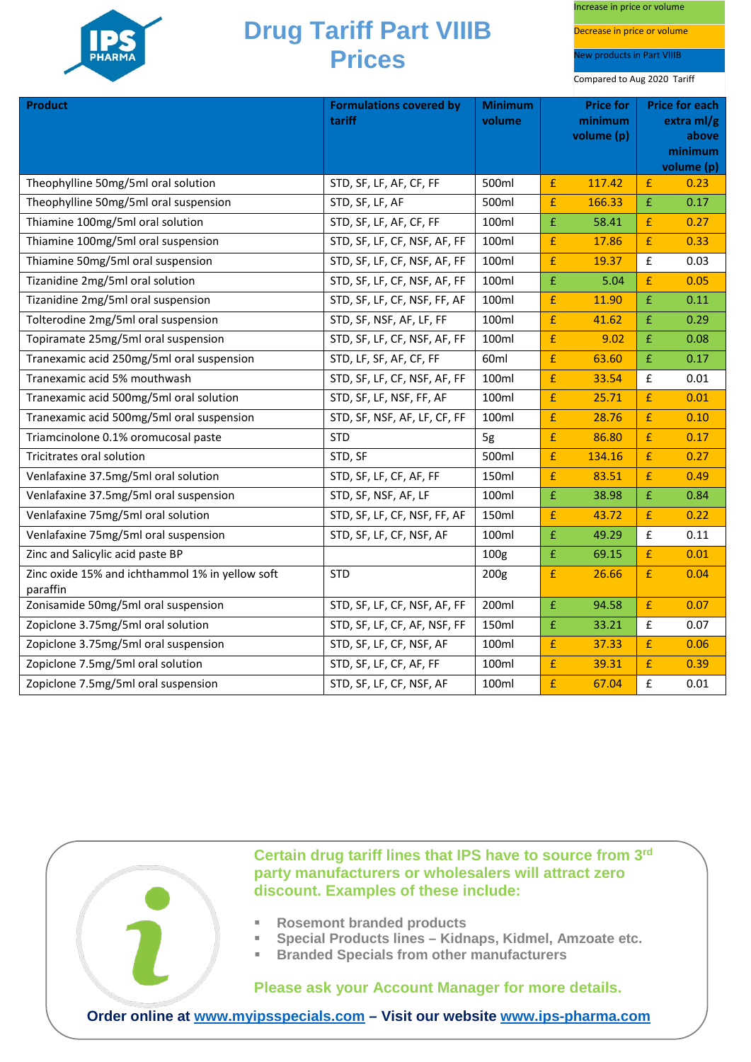# Drug Tariff Part VIIIB Prices

Increase in price or volume

Decrease in price or volume

New products in Part VIIIB

Compared to Aug 2020 Tariff

| Product | Formulations covered by tariff | Minimum volume | Price for minimum volume (p) | | Price for each extra ml/g above minimum volume (p) | |
|---|---|---|---|---|---|---|
| Theophylline 50mg/5ml oral solution | STD, SF, LF, AF, CF, FF | 500ml | £ | 117.42 | £ | 0.23 |
| Theophylline 50mg/5ml oral suspension | STD, SF, LF, AF | 500ml | £ | 166.33 | £ | 0.17 |
| Thiamine 100mg/5ml oral solution | STD, SF, LF, AF, CF, FF | 100ml | £ | 58.41 | £ | 0.27 |
| Thiamine 100mg/5ml oral suspension | STD, SF, LF, CF, NSF, AF, FF | 100ml | £ | 17.86 | £ | 0.33 |
| Thiamine 50mg/5ml oral suspension | STD, SF, LF, CF, NSF, AF, FF | 100ml | £ | 19.37 | £ | 0.03 |
| Tizanidine 2mg/5ml oral solution | STD, SF, LF, CF, NSF, AF, FF | 100ml | £ | 5.04 | £ | 0.05 |
| Tizanidine 2mg/5ml oral suspension | STD, SF, LF, CF, NSF, FF, AF | 100ml | £ | 11.90 | £ | 0.11 |
| Tolterodine 2mg/5ml oral suspension | STD, SF, NSF, AF, LF, FF | 100ml | £ | 41.62 | £ | 0.29 |
| Topiramate 25mg/5ml oral suspension | STD, SF, LF, CF, NSF, AF, FF | 100ml | £ | 9.02 | £ | 0.08 |
| Tranexamic acid 250mg/5ml oral suspension | STD, LF, SF, AF, CF, FF | 60ml | £ | 63.60 | £ | 0.17 |
| Tranexamic acid 5% mouthwash | STD, SF, LF, CF, NSF, AF, FF | 100ml | £ | 33.54 | £ | 0.01 |
| Tranexamic acid 500mg/5ml oral solution | STD, SF, LF, NSF, FF, AF | 100ml | £ | 25.71 | £ | 0.01 |
| Tranexamic acid 500mg/5ml oral suspension | STD, SF, NSF, AF, LF, CF, FF | 100ml | £ | 28.76 | £ | 0.10 |
| Triamcinolone 0.1% oromucosal paste | STD | 5g | £ | 86.80 | £ | 0.17 |
| Tricitrates oral solution | STD, SF | 500ml | £ | 134.16 | £ | 0.27 |
| Venlafaxine 37.5mg/5ml oral solution | STD, SF, LF, CF, AF, FF | 150ml | £ | 83.51 | £ | 0.49 |
| Venlafaxine 37.5mg/5ml oral suspension | STD, SF, NSF, AF, LF | 100ml | £ | 38.98 | £ | 0.84 |
| Venlafaxine 75mg/5ml oral solution | STD, SF, LF, CF, NSF, FF, AF | 150ml | £ | 43.72 | £ | 0.22 |
| Venlafaxine 75mg/5ml oral suspension | STD, SF, LF, CF, NSF, AF | 100ml | £ | 49.29 | £ | 0.11 |
| Zinc and Salicylic acid paste BP | | 100g | £ | 69.15 | £ | 0.01 |
| Zinc oxide 15% and ichthammol 1% in yellow soft paraffin | STD | 200g | £ | 26.66 | £ | 0.04 |
| Zonisamide 50mg/5ml oral suspension | STD, SF, LF, CF, NSF, AF, FF | 200ml | £ | 94.58 | £ | 0.07 |
| Zopiclone 3.75mg/5ml oral solution | STD, SF, LF, CF, AF, NSF, FF | 150ml | £ | 33.21 | £ | 0.07 |
| Zopiclone 3.75mg/5ml oral suspension | STD, SF, LF, CF, NSF, AF | 100ml | £ | 37.33 | £ | 0.06 |
| Zopiclone 7.5mg/5ml oral solution | STD, SF, LF, CF, AF, FF | 100ml | £ | 39.31 | £ | 0.39 |
| Zopiclone 7.5mg/5ml oral suspension | STD, SF, LF, CF, NSF, AF | 100ml | £ | 67.04 | £ | 0.01 |

**Certain drug tariff lines that IPS have to source from 3rd party manufacturers or wholesalers will attract zero discount. Examples of these include:**

- Rosemont branded products
- Special Products lines – Kidnaps, Kidmel, Amzoate etc.
- Branded Specials from other manufacturers

**Please ask your Account Manager for more details.**

**Order online at www.myipsspecials.com – Visit our website www.ips-pharma.com**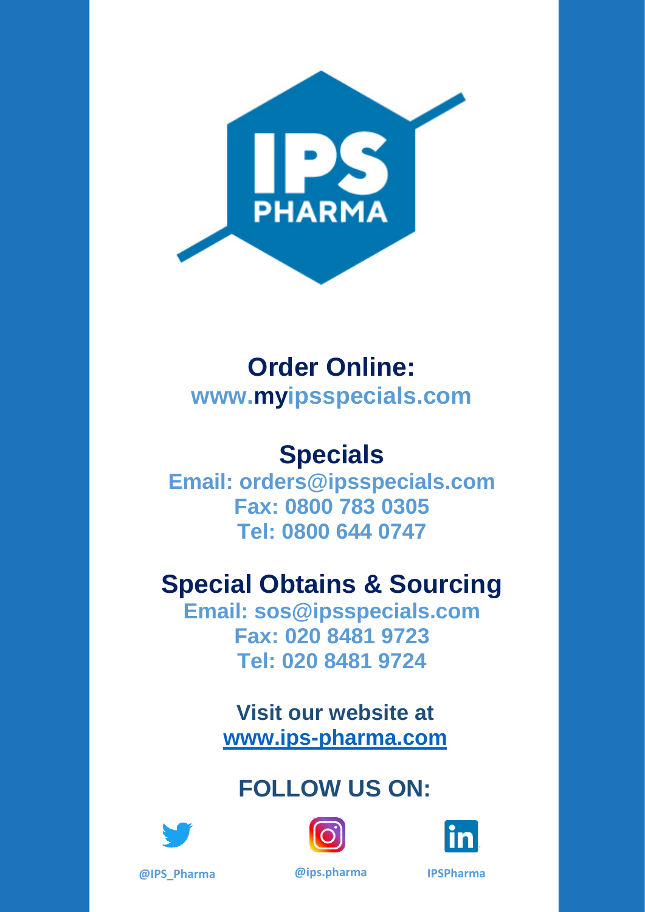IPS PHARMA

## Order Online:

**www.myipsspecials.com**

## Specials

**Email: orders@ipsspecials.com**
**Fax: 0800 783 0305**
**Tel: 0800 644 0747**

## Special Obtains & Sourcing

**Email: sos@ipsspecials.com**
**Fax: 020 8481 9723**
**Tel: 020 8481 9724**

**Visit our website at**
**www.ips-pharma.com**

## FOLLOW US ON:

@IPS_Pharma

@ips.pharma

IPSPharma